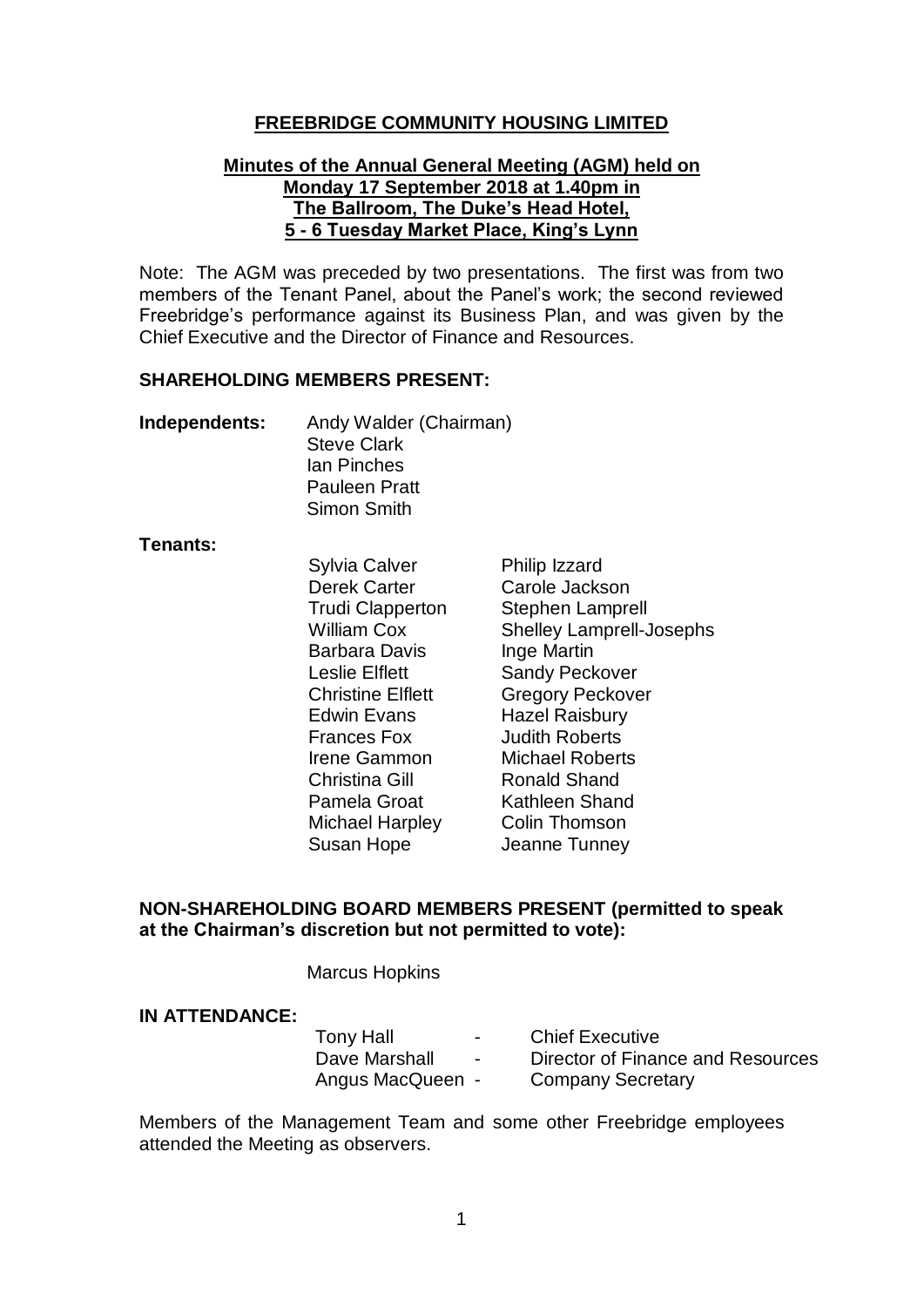# FREEBRIDGE COMMUNITY HOUSING LIMITED

## Minutes of the Annual General Meeting (AGM) held on Monday 17 September 2018 at 1.40pm in The Ballroom, The Duke's Head Hotel, 5 - 6 Tuesday Market Place, King's Lynn

Note: The AGM was preceded by two presentations. The first was from two members of the Tenant Panel, about the Panel's work; the second reviewed Freebridge's performance against its Business Plan, and was given by the Chief Executive and the Director of Finance and Resources.

**SHAREHOLDING MEMBERS PRESENT:**

**Independents:**

Andy Walder (Chairman)
Steve Clark
Ian Pinches
Pauleen Pratt
Simon Smith

**Tenants:**

| | |
|---|---|
| Sylvia Calver | Philip Izzard |
| Derek Carter | Carole Jackson |
| Trudi Clapperton | Stephen Lamprell |
| William Cox | Shelley Lamprell-Josephs |
| Barbara Davis | Inge Martin |
| Leslie Elflett | Sandy Peckover |
| Christine Elflett | Gregory Peckover |
| Edwin Evans | Hazel Raisbury |
| Frances Fox | Judith Roberts |
| Irene Gammon | Michael Roberts |
| Christina Gill | Ronald Shand |
| Pamela Groat | Kathleen Shand |
| Michael Harpley | Colin Thomson |
| Susan Hope | Jeanne Tunney |

**NON-SHAREHOLDING BOARD MEMBERS PRESENT (permitted to speak at the Chairman's discretion but not permitted to vote):**

Marcus Hopkins

**IN ATTENDANCE:**

| | | |
|---|---|---|
| Tony Hall | - | Chief Executive |
| Dave Marshall | - | Director of Finance and Resources |
| Angus MacQueen | - | Company Secretary |

Members of the Management Team and some other Freebridge employees attended the Meeting as observers.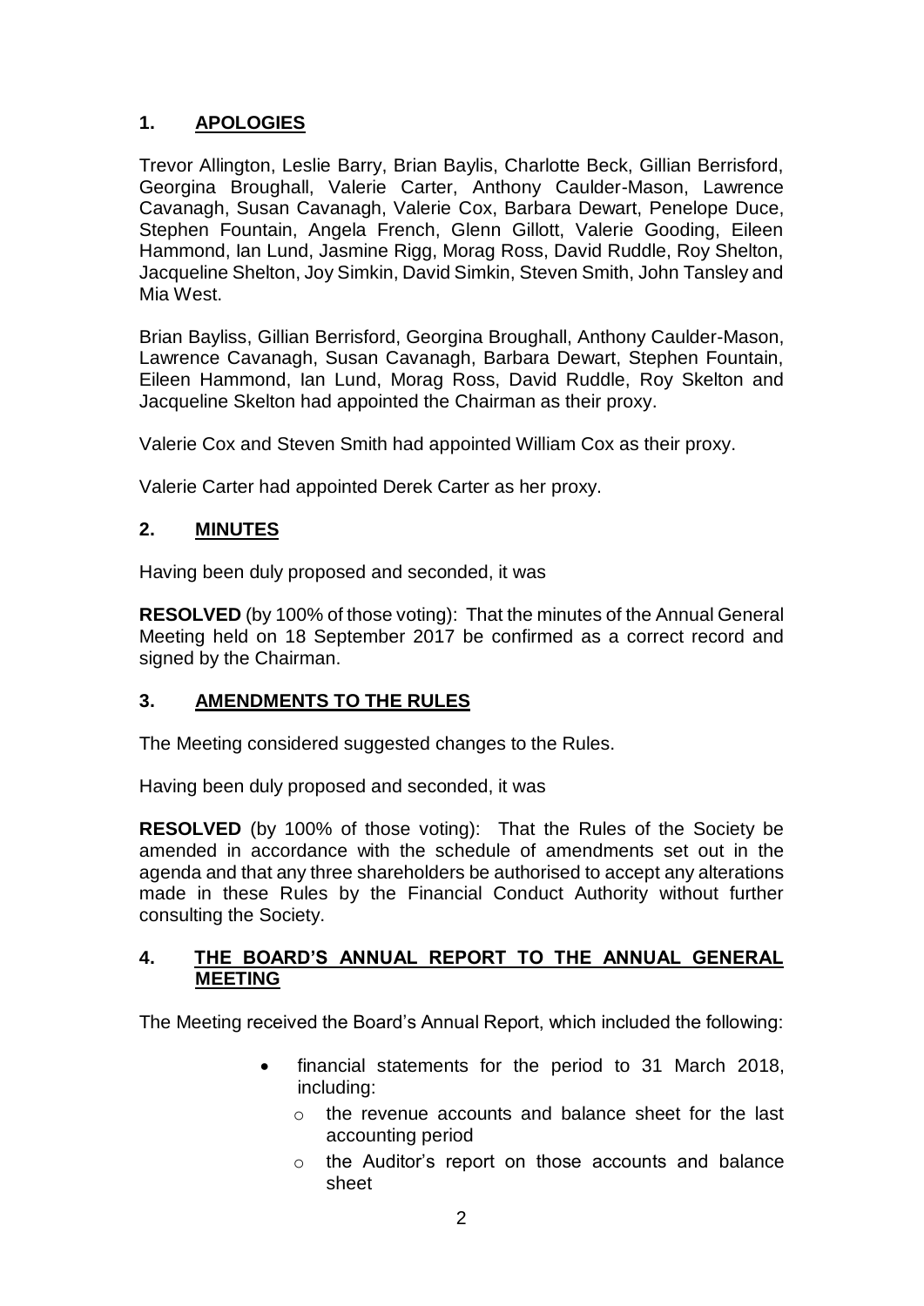## 1. APOLOGIES

Trevor Allington, Leslie Barry, Brian Baylis, Charlotte Beck, Gillian Berrisford, Georgina Broughall, Valerie Carter, Anthony Caulder-Mason, Lawrence Cavanagh, Susan Cavanagh, Valerie Cox, Barbara Dewart, Penelope Duce, Stephen Fountain, Angela French, Glenn Gillott, Valerie Gooding, Eileen Hammond, Ian Lund, Jasmine Rigg, Morag Ross, David Ruddle, Roy Shelton, Jacqueline Shelton, Joy Simkin, David Simkin, Steven Smith, John Tansley and Mia West.

Brian Bayliss, Gillian Berrisford, Georgina Broughall, Anthony Caulder-Mason, Lawrence Cavanagh, Susan Cavanagh, Barbara Dewart, Stephen Fountain, Eileen Hammond, Ian Lund, Morag Ross, David Ruddle, Roy Skelton and Jacqueline Skelton had appointed the Chairman as their proxy.

Valerie Cox and Steven Smith had appointed William Cox as their proxy.

Valerie Carter had appointed Derek Carter as her proxy.

## 2. MINUTES

Having been duly proposed and seconded, it was

**RESOLVED** (by 100% of those voting): That the minutes of the Annual General Meeting held on 18 September 2017 be confirmed as a correct record and signed by the Chairman.

## 3. AMENDMENTS TO THE RULES

The Meeting considered suggested changes to the Rules.

Having been duly proposed and seconded, it was

**RESOLVED** (by 100% of those voting): That the Rules of the Society be amended in accordance with the schedule of amendments set out in the agenda and that any three shareholders be authorised to accept any alterations made in these Rules by the Financial Conduct Authority without further consulting the Society.

## 4. THE BOARD'S ANNUAL REPORT TO THE ANNUAL GENERAL MEETING

The Meeting received the Board's Annual Report, which included the following:

- financial statements for the period to 31 March 2018, including:
  - the revenue accounts and balance sheet for the last accounting period
  - the Auditor's report on those accounts and balance sheet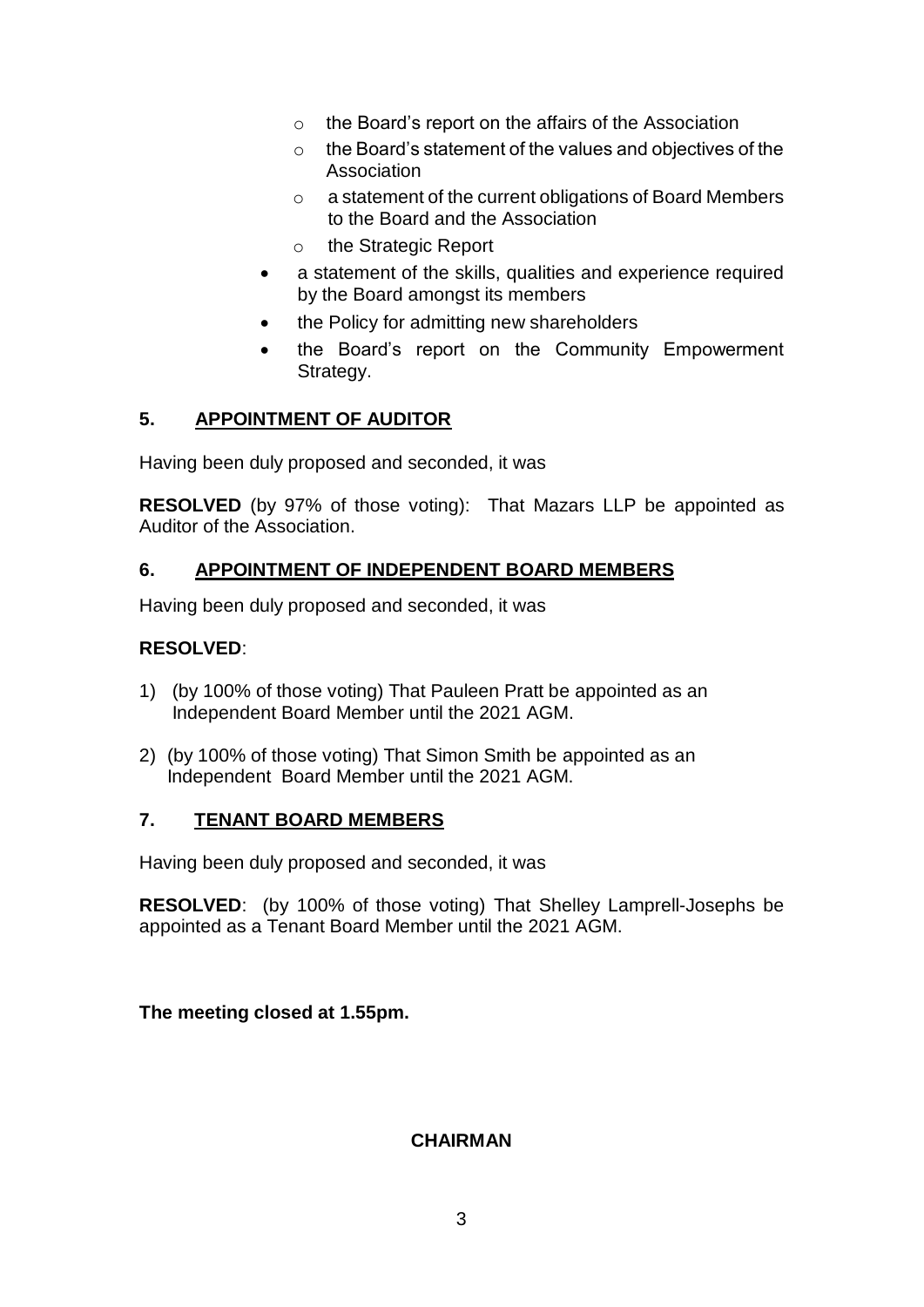- the Board's report on the affairs of the Association
    - the Board's statement of the values and objectives of the Association
    - a statement of the current obligations of Board Members to the Board and the Association
    - the Strategic Report
- a statement of the skills, qualities and experience required by the Board amongst its members
- the Policy for admitting new shareholders
- the Board's report on the Community Empowerment Strategy.

## 5. APPOINTMENT OF AUDITOR

Having been duly proposed and seconded, it was

**RESOLVED** (by 97% of those voting): That Mazars LLP be appointed as Auditor of the Association.

## 6. APPOINTMENT OF INDEPENDENT BOARD MEMBERS

Having been duly proposed and seconded, it was

**RESOLVED**:

1) (by 100% of those voting) That Pauleen Pratt be appointed as an Independent Board Member until the 2021 AGM.

2) (by 100% of those voting) That Simon Smith be appointed as an Independent Board Member until the 2021 AGM.

## 7. TENANT BOARD MEMBERS

Having been duly proposed and seconded, it was

**RESOLVED**: (by 100% of those voting) That Shelley Lamprell-Josephs be appointed as a Tenant Board Member until the 2021 AGM.

**The meeting closed at 1.55pm.**

**CHAIRMAN**